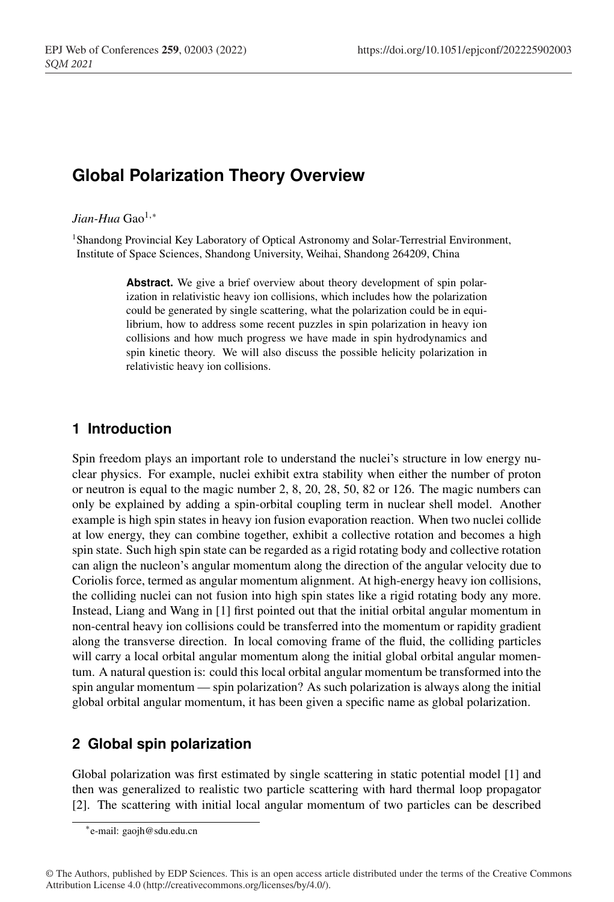# Global Polarization Theory Overview

*Jian-Hua* Gao[1,*]

[1]Shandong Provincial Key Laboratory of Optical Astronomy and Solar-Terrestrial Environment, Institute of Space Sciences, Shandong University, Weihai, Shandong 264209, China

**Abstract.** We give a brief overview about theory development of spin polarization in relativistic heavy ion collisions, which includes how the polarization could be generated by single scattering, what the polarization could be in equilibrium, how to address some recent puzzles in spin polarization in heavy ion collisions and how much progress we have made in spin hydrodynamics and spin kinetic theory. We will also discuss the possible helicity polarization in relativistic heavy ion collisions.

## 1 Introduction

Spin freedom plays an important role to understand the nuclei's structure in low energy nuclear physics. For example, nuclei exhibit extra stability when either the number of proton or neutron is equal to the magic number 2, 8, 20, 28, 50, 82 or 126. The magic numbers can only be explained by adding a spin-orbital coupling term in nuclear shell model. Another example is high spin states in heavy ion fusion evaporation reaction. When two nuclei collide at low energy, they can combine together, exhibit a collective rotation and becomes a high spin state. Such high spin state can be regarded as a rigid rotating body and collective rotation can align the nucleon's angular momentum along the direction of the angular velocity due to Coriolis force, termed as angular momentum alignment. At high-energy heavy ion collisions, the colliding nuclei can not fusion into high spin states like a rigid rotating body any more. Instead, Liang and Wang in [1] first pointed out that the initial orbital angular momentum in non-central heavy ion collisions could be transferred into the momentum or rapidity gradient along the transverse direction. In local comoving frame of the fluid, the colliding particles will carry a local orbital angular momentum along the initial global orbital angular momentum. A natural question is: could this local orbital angular momentum be transformed into the spin angular momentum — spin polarization? As such polarization is always along the initial global orbital angular momentum, it has been given a specific name as global polarization.

## 2 Global spin polarization

Global polarization was first estimated by single scattering in static potential model [1] and then was generalized to realistic two particle scattering with hard thermal loop propagator [2]. The scattering with initial local angular momentum of two particles can be described

*e-mail: gaojh@sdu.edu.cn

© The Authors, published by EDP Sciences. This is an open access article distributed under the terms of the Creative Commons Attribution License 4.0 (http://creativecommons.org/licenses/by/4.0/).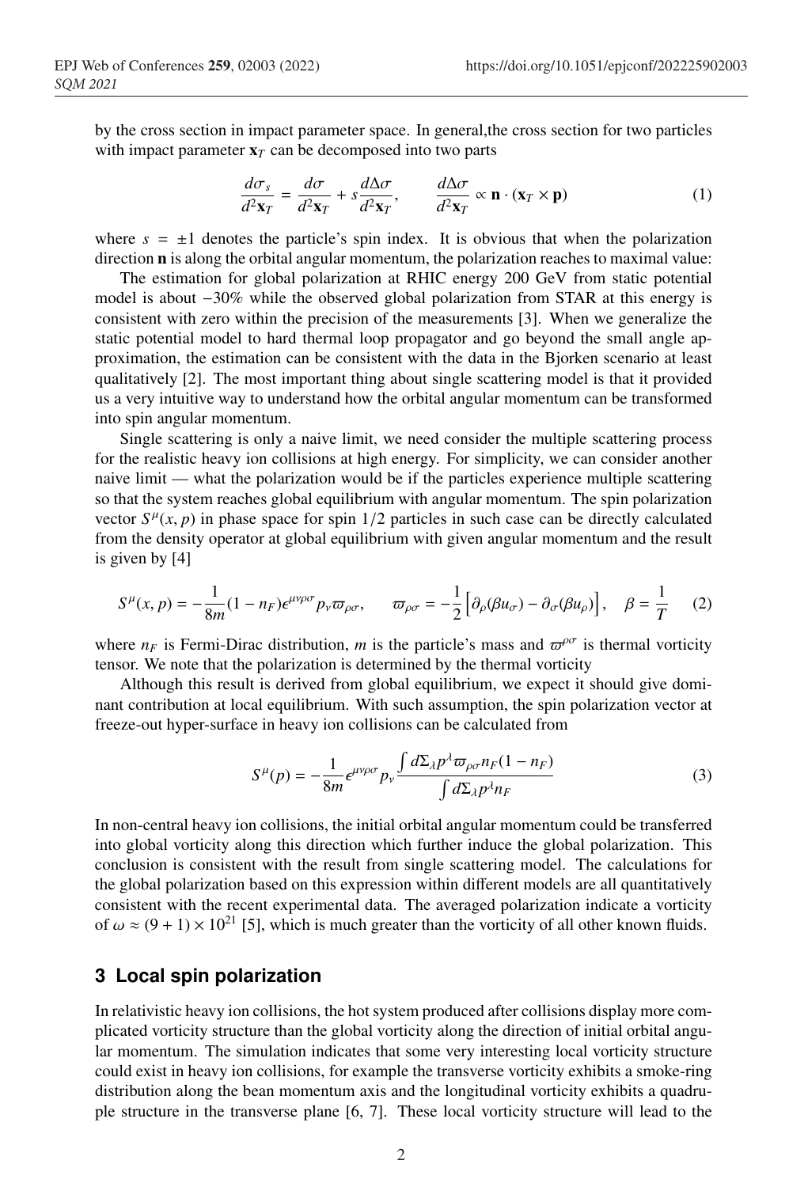by the cross section in impact parameter space. In general,the cross section for two particles with impact parameter $\mathbf{x}_T$ can be decomposed into two parts

$$\frac{d\sigma_s}{d^2\mathbf{x}_T} = \frac{d\sigma}{d^2\mathbf{x}_T} + s\frac{d\Delta\sigma}{d^2\mathbf{x}_T}, \qquad \frac{d\Delta\sigma}{d^2\mathbf{x}_T} \propto \mathbf{n}\cdot(\mathbf{x}_T \times \mathbf{p}) \tag{1}$$

where $s = \pm 1$ denotes the particle's spin index. It is obvious that when the polarization direction $\mathbf{n}$ is along the orbital angular momentum, the polarization reaches to maximal value:

The estimation for global polarization at RHIC energy 200 GeV from static potential model is about $-30\%$ while the observed global polarization from STAR at this energy is consistent with zero within the precision of the measurements [3]. When we generalize the static potential model to hard thermal loop propagator and go beyond the small angle approximation, the estimation can be consistent with the data in the Bjorken scenario at least qualitatively [2]. The most important thing about single scattering model is that it provided us a very intuitive way to understand how the orbital angular momentum can be transformed into spin angular momentum.

Single scattering is only a naive limit, we need consider the multiple scattering process for the realistic heavy ion collisions at high energy. For simplicity, we can consider another naive limit — what the polarization would be if the particles experience multiple scattering so that the system reaches global equilibrium with angular momentum. The spin polarization vector $S^\mu(x, p)$ in phase space for spin 1/2 particles in such case can be directly calculated from the density operator at global equilibrium with given angular momentum and the result is given by [4]

$$S^\mu(x, p) = -\frac{1}{8m}(1 - n_F)\epsilon^{\mu\nu\rho\sigma} p_\nu \varpi_{\rho\sigma}, \qquad \varpi_{\rho\sigma} = -\frac{1}{2}\left[\partial_\rho(\beta u_\sigma) - \partial_\sigma(\beta u_\rho)\right], \quad \beta = \frac{1}{T} \tag{2}$$

where $n_F$ is Fermi-Dirac distribution, $m$ is the particle's mass and $\varpi^{\rho\sigma}$ is thermal vorticity tensor. We note that the polarization is determined by the thermal vorticity

Although this result is derived from global equilibrium, we expect it should give dominant contribution at local equilibrium. With such assumption, the spin polarization vector at freeze-out hyper-surface in heavy ion collisions can be calculated from

$$S^\mu(p) = -\frac{1}{8m}\epsilon^{\mu\nu\rho\sigma} p_\nu \frac{\int d\Sigma_\lambda p^\lambda \varpi_{\rho\sigma} n_F(1 - n_F)}{\int d\Sigma_\lambda p^\lambda n_F} \tag{3}$$

In non-central heavy ion collisions, the initial orbital angular momentum could be transferred into global vorticity along this direction which further induce the global polarization. This conclusion is consistent with the result from single scattering model. The calculations for the global polarization based on this expression within different models are all quantitatively consistent with the recent experimental data. The averaged polarization indicate a vorticity of $\omega \approx (9 + 1) \times 10^{21}$ [5], which is much greater than the vorticity of all other known fluids.

## 3 Local spin polarization

In relativistic heavy ion collisions, the hot system produced after collisions display more complicated vorticity structure than the global vorticity along the direction of initial orbital angular momentum. The simulation indicates that some very interesting local vorticity structure could exist in heavy ion collisions, for example the transverse vorticity exhibits a smoke-ring distribution along the bean momentum axis and the longitudinal vorticity exhibits a quadruple structure in the transverse plane [6, 7]. These local vorticity structure will lead to the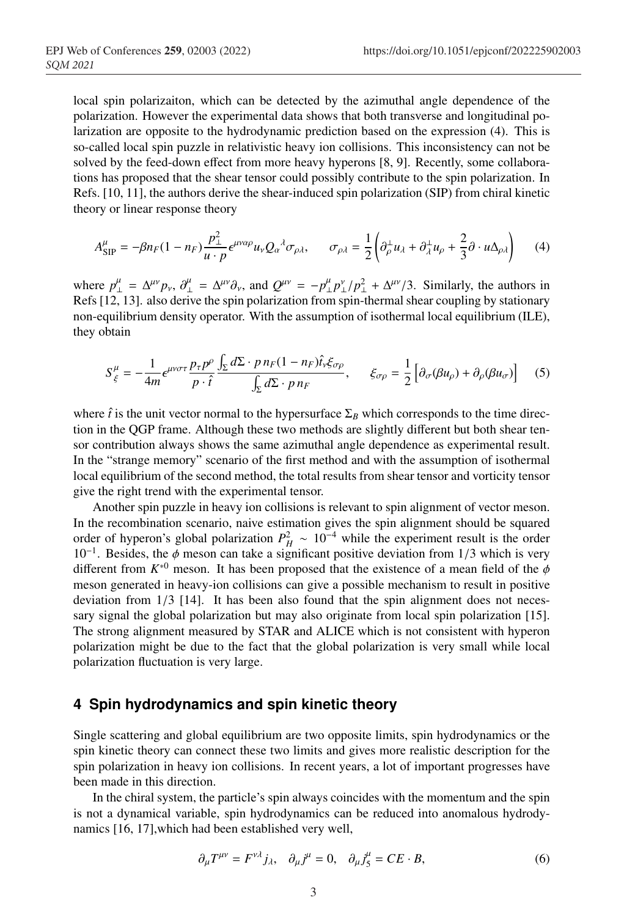local spin polarizaiton, which can be detected by the azimuthal angle dependence of the polarization. However the experimental data shows that both transverse and longitudinal polarization are opposite to the hydrodynamic prediction based on the expression (4). This is so-called local spin puzzle in relativistic heavy ion collisions. This inconsistency can not be solved by the feed-down effect from more heavy hyperons [8, 9]. Recently, some collaborations has proposed that the shear tensor could possibly contribute to the spin polarization. In Refs. [10, 11], the authors derive the shear-induced spin polarization (SIP) from chiral kinetic theory or linear response theory

$$A^{\mu}_{\rm SIP} = -\beta n_F(1-n_F)\frac{p_{\perp}^2}{u\cdot p}\epsilon^{\mu\nu\alpha\rho}u_{\nu}Q_{\alpha}{}^{\lambda}\sigma_{\rho\lambda}, \qquad \sigma_{\rho\lambda} = \frac{1}{2}\left(\partial^{\perp}_{\rho}u_{\lambda} + \partial^{\perp}_{\lambda}u_{\rho} + \frac{2}{3}\partial\cdot u\Delta_{\rho\lambda}\right) \tag{4}$$

where $p^{\mu}_{\perp} = \Delta^{\mu\nu}p_{\nu}$, $\partial^{\mu}_{\perp} = \Delta^{\mu\nu}\partial_{\nu}$, and $Q^{\mu\nu} = -p^{\mu}_{\perp}p^{\nu}_{\perp}/p^2_{\perp} + \Delta^{\mu\nu}/3$. Similarly, the authors in Refs [12, 13]. also derive the spin polarization from spin-thermal shear coupling by stationary non-equilibrium density operator. With the assumption of isothermal local equilibrium (ILE), they obtain

$$S^{\mu}_{\xi} = -\frac{1}{4m}\epsilon^{\mu\nu\sigma\tau}\frac{p_{\tau}p^{\rho}}{p\cdot\hat{t}}\frac{\int_{\Sigma}d\Sigma\cdot p\, n_F(1-n_F)\hat{t}_{\nu}\xi_{\sigma\rho}}{\int_{\Sigma}d\Sigma\cdot p\, n_F}, \qquad \xi_{\sigma\rho} = \frac{1}{2}\left[\partial_{\sigma}(\beta u_{\rho}) + \partial_{\rho}(\beta u_{\sigma})\right] \tag{5}$$

where $\hat{t}$ is the unit vector normal to the hypersurface $\Sigma_B$ which corresponds to the time direction in the QGP frame. Although these two methods are slightly different but both shear tensor contribution always shows the same azimuthal angle dependence as experimental result. In the "strange memory" scenario of the first method and with the assumption of isothermal local equilibrium of the second method, the total results from shear tensor and vorticity tensor give the right trend with the experimental tensor.

Another spin puzzle in heavy ion collisions is relevant to spin alignment of vector meson. In the recombination scenario, naive estimation gives the spin alignment should be squared order of hyperon's global polarization $P_H^2 \sim 10^{-4}$ while the experiment result is the order $10^{-1}$. Besides, the $\phi$ meson can take a significant positive deviation from $1/3$ which is very different from $K^{*0}$ meson. It has been proposed that the existence of a mean field of the $\phi$ meson generated in heavy-ion collisions can give a possible mechanism to result in positive deviation from $1/3$ [14]. It has been also found that the spin alignment does not necessary signal the global polarization but may also originate from local spin polarization [15]. The strong alignment measured by STAR and ALICE which is not consistent with hyperon polarization might be due to the fact that the global polarization is very small while local polarization fluctuation is very large.

## 4 Spin hydrodynamics and spin kinetic theory

Single scattering and global equilibrium are two opposite limits, spin hydrodynamics or the spin kinetic theory can connect these two limits and gives more realistic description for the spin polarization in heavy ion collisions. In recent years, a lot of important progresses have been made in this direction.

In the chiral system, the particle's spin always coincides with the momentum and the spin is not a dynamical variable, spin hydrodynamics can be reduced into anomalous hydrodynamics [16, 17],which had been established very well,

$$\partial_{\mu}T^{\mu\nu} = F^{\nu\lambda}j_{\lambda}, \quad \partial_{\mu}j^{\mu} = 0, \quad \partial_{\mu}j^{\mu}_5 = CE\cdot B, \tag{6}$$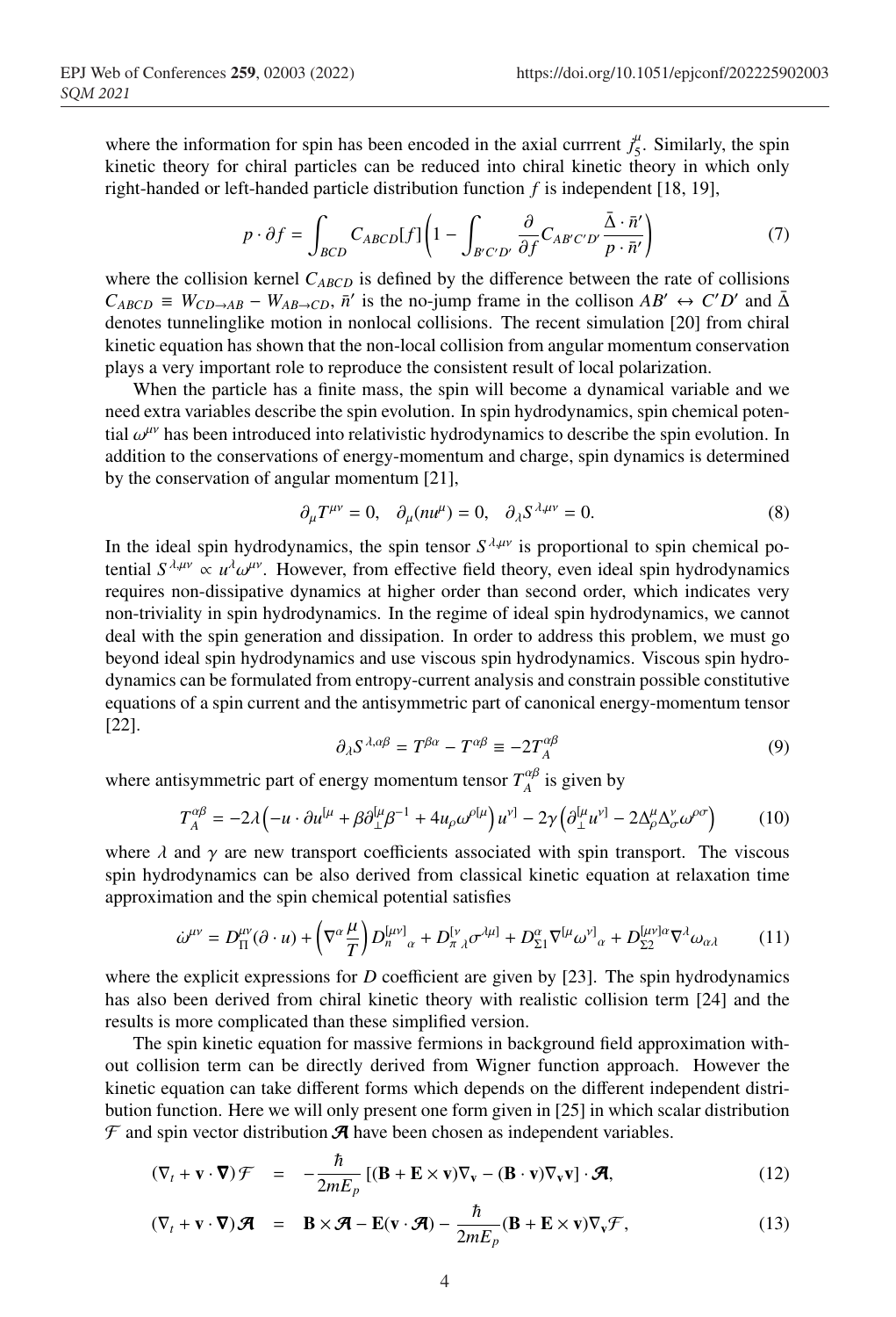where the information for spin has been encoded in the axial currrent $j_5^\mu$. Similarly, the spin kinetic theory for chiral particles can be reduced into chiral kinetic theory in which only right-handed or left-handed particle distribution function $f$ is independent [18, 19],

$$p \cdot \partial f = \int_{BCD} C_{ABCD}[f] \left( 1 - \int_{B'C'D'} \frac{\partial}{\partial f} C_{AB'C'D'} \frac{\bar{\Delta} \cdot \bar{n}'}{p \cdot \bar{n}'} \right) \tag{7}$$

where the collision kernel $C_{ABCD}$ is defined by the difference between the rate of collisions $C_{ABCD} \equiv W_{CD \to AB} - W_{AB \to CD}$, $\bar{n}'$ is the no-jump frame in the collison $AB' \leftrightarrow C'D'$ and $\bar{\Delta}$ denotes tunnelinglike motion in nonlocal collisions. The recent simulation [20] from chiral kinetic equation has shown that the non-local collision from angular momentum conservation plays a very important role to reproduce the consistent result of local polarization.

When the particle has a finite mass, the spin will become a dynamical variable and we need extra variables describe the spin evolution. In spin hydrodynamics, spin chemical potential $\omega^{\mu\nu}$ has been introduced into relativistic hydrodynamics to describe the spin evolution. In addition to the conservations of energy-momentum and charge, spin dynamics is determined by the conservation of angular momentum [21],

$$\partial_\mu T^{\mu\nu} = 0, \quad \partial_\mu (n u^\mu) = 0, \quad \partial_\lambda S^{\lambda,\mu\nu} = 0. \tag{8}$$

In the ideal spin hydrodynamics, the spin tensor $S^{\lambda,\mu\nu}$ is proportional to spin chemical potential $S^{\lambda,\mu\nu} \propto u^\lambda \omega^{\mu\nu}$. However, from effective field theory, even ideal spin hydrodynamics requires non-dissipative dynamics at higher order than second order, which indicates very non-triviality in spin hydrodynamics. In the regime of ideal spin hydrodynamics, we cannot deal with the spin generation and dissipation. In order to address this problem, we must go beyond ideal spin hydrodynamics and use viscous spin hydrodynamics. Viscous spin hydrodynamics can be formulated from entropy-current analysis and constrain possible constitutive equations of a spin current and the antisymmetric part of canonical energy-momentum tensor [22].

$$\partial_\lambda S^{\lambda,\alpha\beta} = T^{\beta\alpha} - T^{\alpha\beta} \equiv -2T_A^{\alpha\beta} \tag{9}$$

where antisymmetric part of energy momentum tensor $T_A^{\alpha\beta}$ is given by

$$T_A^{\alpha\beta} = -2\lambda \left( -u \cdot \partial u^{[\mu} + \beta \partial_\perp^{[\mu} \beta^{-1} + 4 u_\rho \omega^{\rho[\mu} \right) u^{\nu]} - 2\gamma \left( \partial_\perp^{[\mu} u^{\nu]} - 2 \Delta_\rho^\mu \Delta_\sigma^\nu \omega^{\rho\sigma} \right) \tag{10}$$

where $\lambda$ and $\gamma$ are new transport coefficients associated with spin transport. The viscous spin hydrodynamics can be also derived from classical kinetic equation at relaxation time approximation and the spin chemical potential satisfies

$$\dot{\omega}^{\mu\nu} = D_\Pi^{\mu\nu} (\partial \cdot u) + \left( \nabla^\alpha \frac{\mu}{T} \right) D_n^{[\mu\nu]}{}_\alpha + D_\pi^{[\nu}{}_\lambda \sigma^{\lambda\mu]} + D_{\Sigma 1}^\alpha \nabla^{[\mu} \omega^{\nu]}{}_\alpha + D_{\Sigma 2}^{[\mu\nu]\alpha} \nabla^\lambda \omega_{\alpha\lambda} \tag{11}$$

where the explicit expressions for $D$ coefficient are given by [23]. The spin hydrodynamics has also been derived from chiral kinetic theory with realistic collision term [24] and the results is more complicated than these simplified version.

The spin kinetic equation for massive fermions in background field approximation without collision term can be directly derived from Wigner function approach. However the kinetic equation can take different forms which depends on the different independent distribution function. Here we will only present one form given in [25] in which scalar distribution $\mathcal{F}$ and spin vector distribution $\boldsymbol{\mathcal{A}}$ have been chosen as independent variables.

$$(\nabla_t + \mathbf{v} \cdot \boldsymbol{\nabla}) \mathcal{F} = -\frac{\hbar}{2mE_p} \left[ (\mathbf{B} + \mathbf{E} \times \mathbf{v}) \nabla_{\mathbf{v}} - (\mathbf{B} \cdot \mathbf{v}) \nabla_{\mathbf{v}} \mathbf{v} \right] \cdot \boldsymbol{\mathcal{A}}, \tag{12}$$

$$(\nabla_t + \mathbf{v} \cdot \boldsymbol{\nabla}) \boldsymbol{\mathcal{A}} = \mathbf{B} \times \boldsymbol{\mathcal{A}} - \mathbf{E} (\mathbf{v} \cdot \boldsymbol{\mathcal{A}}) - \frac{\hbar}{2mE_p} (\mathbf{B} + \mathbf{E} \times \mathbf{v}) \nabla_{\mathbf{v}} \mathcal{F}, \tag{13}$$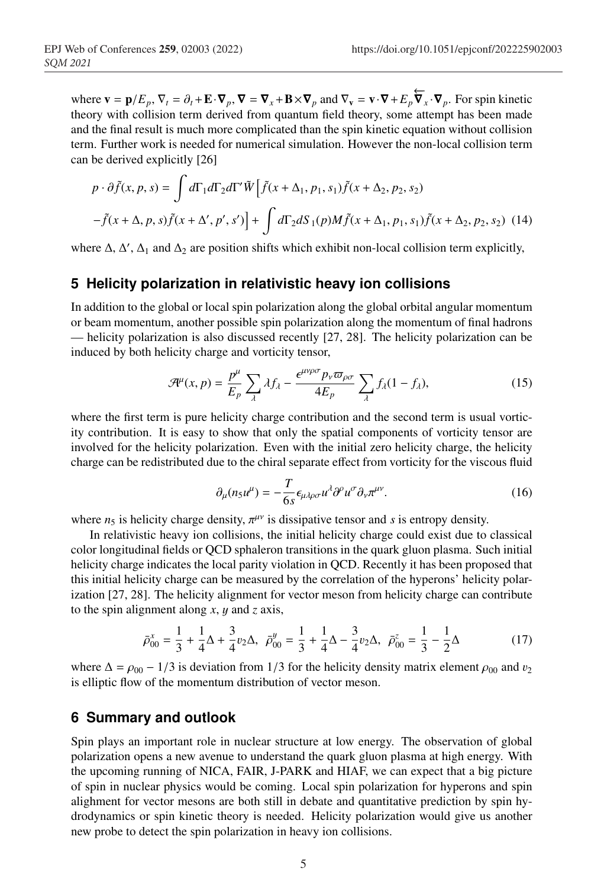where $\mathbf{v} = \mathbf{p}/E_p$, $\nabla_t = \partial_t + \mathbf{E}\cdot\boldsymbol{\nabla}_p$, $\boldsymbol{\nabla} = \boldsymbol{\nabla}_x + \mathbf{B}\times\boldsymbol{\nabla}_p$ and $\nabla_{\mathbf{v}} = \mathbf{v}\cdot\boldsymbol{\nabla} + E_p\overleftarrow{\boldsymbol{\nabla}}_x\cdot\boldsymbol{\nabla}_p$. For spin kinetic theory with collision term derived from quantum field theory, some attempt has been made and the final result is much more complicated than the spin kinetic equation without collision term. Further work is needed for numerical simulation. However the non-local collision term can be derived explicitly [26]

$$
\begin{aligned}
p\cdot\partial\tilde{f}(x,p,s) &= \int d\Gamma_1 d\Gamma_2 d\Gamma' \tilde{W}\Big[\tilde{f}(x+\Delta_1,p_1,s_1)\tilde{f}(x+\Delta_2,p_2,s_2) \\
&-\tilde{f}(x+\Delta,p,s)\tilde{f}(x+\Delta',p',s')\Big] + \int d\Gamma_2 dS_1(p) M\tilde{f}(x+\Delta_1,p_1,s_1)\tilde{f}(x+\Delta_2,p_2,s_2) \quad (14)
\end{aligned}
$$

where $\Delta$, $\Delta'$, $\Delta_1$ and $\Delta_2$ are position shifts which exhibit non-local collision term explicitly,

## 5 Helicity polarization in relativistic heavy ion collisions

In addition to the global or local spin polarization along the global orbital angular momentum or beam momentum, another possible spin polarization along the momentum of final hadrons — helicity polarization is also discussed recently [27, 28]. The helicity polarization can be induced by both helicity charge and vorticity tensor,

$$
\mathcal{A}^\mu(x,p) = \frac{p^\mu}{E_p}\sum_\lambda \lambda f_\lambda - \frac{\epsilon^{\mu\nu\rho\sigma}p_\nu\varpi_{\rho\sigma}}{4E_p}\sum_\lambda f_\lambda(1-f_\lambda), \tag{15}
$$

where the first term is pure helicity charge contribution and the second term is usual vorticity contribution. It is easy to show that only the spatial components of vorticity tensor are involved for the helicity polarization. Even with the initial zero helicity charge, the helicity charge can be redistributed due to the chiral separate effect from vorticity for the viscous fluid

$$
\partial_\mu(n_5 u^\mu) = -\frac{T}{6s}\epsilon_{\mu\lambda\rho\sigma}u^\lambda\partial^\rho u^\sigma\partial_\nu\pi^{\mu\nu}. \tag{16}
$$

where $n_5$ is helicity charge density, $\pi^{\mu\nu}$ is dissipative tensor and $s$ is entropy density.

In relativistic heavy ion collisions, the initial helicity charge could exist due to classical color longitudinal fields or QCD sphaleron transitions in the quark gluon plasma. Such initial helicity charge indicates the local parity violation in QCD. Recently it has been proposed that this initial helicity charge can be measured by the correlation of the hyperons' helicity polarization [27, 28]. The helicity alignment for vector meson from helicity charge can contribute to the spin alignment along $x$, $y$ and $z$ axis,

$$
\bar{\rho}^x_{00} = \frac{1}{3} + \frac{1}{4}\Delta + \frac{3}{4}v_2\Delta, \;\; \bar{\rho}^y_{00} = \frac{1}{3} + \frac{1}{4}\Delta - \frac{3}{4}v_2\Delta, \;\; \bar{\rho}^z_{00} = \frac{1}{3} - \frac{1}{2}\Delta \tag{17}
$$

where $\Delta = \rho_{00} - 1/3$ is deviation from $1/3$ for the helicity density matrix element $\rho_{00}$ and $v_2$ is elliptic flow of the momentum distribution of vector meson.

## 6 Summary and outlook

Spin plays an important role in nuclear structure at low energy. The observation of global polarization opens a new avenue to understand the quark gluon plasma at high energy. With the upcoming running of NICA, FAIR, J-PARK and HIAF, we can expect that a big picture of spin in nuclear physics would be coming. Local spin polarization for hyperons and spin alighment for vector mesons are both still in debate and quantitative prediction by spin hydrodynamics or spin kinetic theory is needed. Helicity polarization would give us another new probe to detect the spin polarization in heavy ion collisions.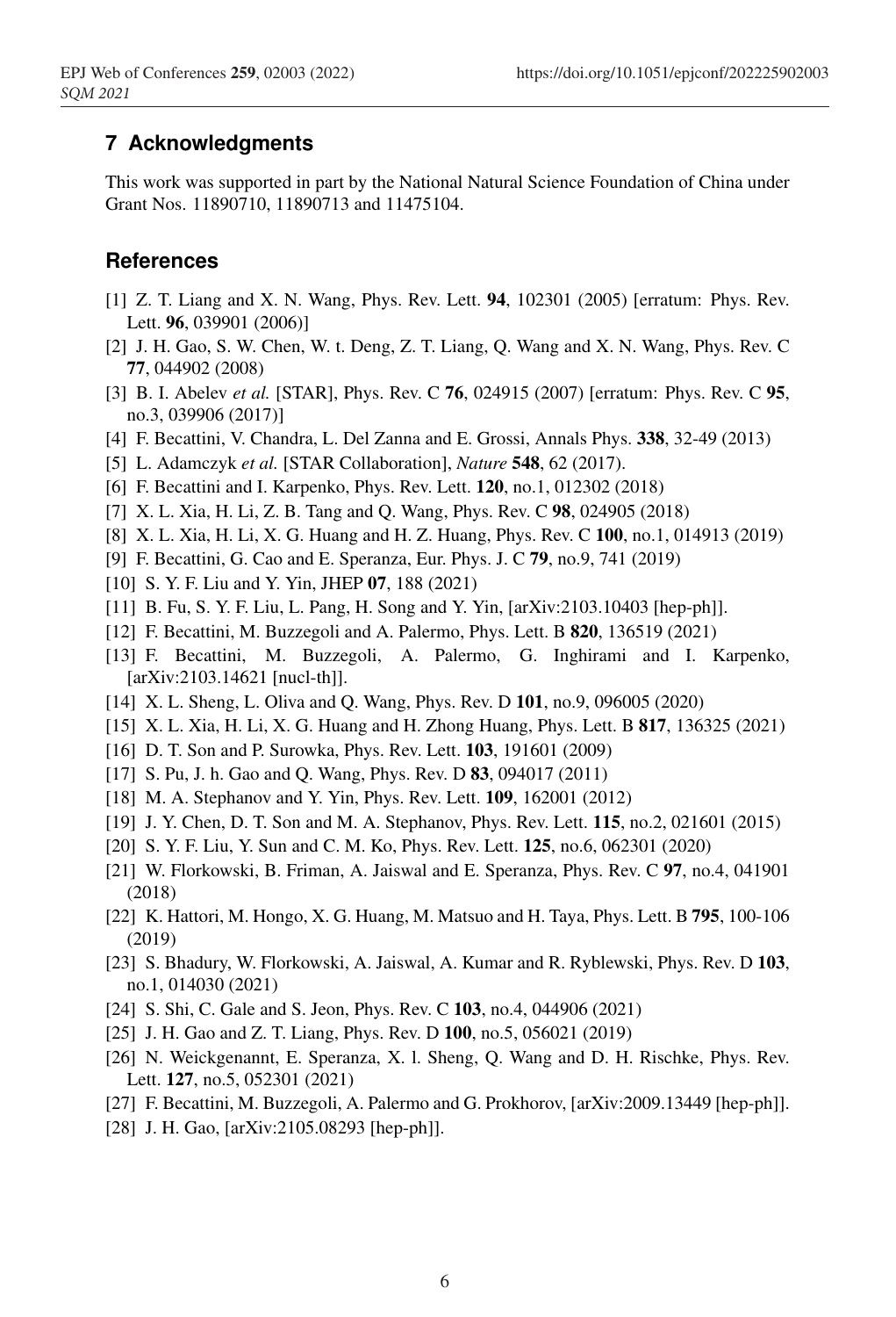## 7 Acknowledgments

This work was supported in part by the National Natural Science Foundation of China under Grant Nos. 11890710, 11890713 and 11475104.

## References

[1] Z. T. Liang and X. N. Wang, Phys. Rev. Lett. **94**, 102301 (2005) [erratum: Phys. Rev. Lett. **96**, 039901 (2006)]

[2] J. H. Gao, S. W. Chen, W. t. Deng, Z. T. Liang, Q. Wang and X. N. Wang, Phys. Rev. C **77**, 044902 (2008)

[3] B. I. Abelev *et al.* [STAR], Phys. Rev. C **76**, 024915 (2007) [erratum: Phys. Rev. C **95**, no.3, 039906 (2017)]

[4] F. Becattini, V. Chandra, L. Del Zanna and E. Grossi, Annals Phys. **338**, 32-49 (2013)

[5] L. Adamczyk *et al.* [STAR Collaboration], *Nature* **548**, 62 (2017).

[6] F. Becattini and I. Karpenko, Phys. Rev. Lett. **120**, no.1, 012302 (2018)

[7] X. L. Xia, H. Li, Z. B. Tang and Q. Wang, Phys. Rev. C **98**, 024905 (2018)

[8] X. L. Xia, H. Li, X. G. Huang and H. Z. Huang, Phys. Rev. C **100**, no.1, 014913 (2019)

[9] F. Becattini, G. Cao and E. Speranza, Eur. Phys. J. C **79**, no.9, 741 (2019)

[10] S. Y. F. Liu and Y. Yin, JHEP **07**, 188 (2021)

[11] B. Fu, S. Y. F. Liu, L. Pang, H. Song and Y. Yin, [arXiv:2103.10403 [hep-ph]].

[12] F. Becattini, M. Buzzegoli and A. Palermo, Phys. Lett. B **820**, 136519 (2021)

[13] F. Becattini, M. Buzzegoli, A. Palermo, G. Inghirami and I. Karpenko, [arXiv:2103.14621 [nucl-th]].

[14] X. L. Sheng, L. Oliva and Q. Wang, Phys. Rev. D **101**, no.9, 096005 (2020)

[15] X. L. Xia, H. Li, X. G. Huang and H. Zhong Huang, Phys. Lett. B **817**, 136325 (2021)

[16] D. T. Son and P. Surowka, Phys. Rev. Lett. **103**, 191601 (2009)

[17] S. Pu, J. h. Gao and Q. Wang, Phys. Rev. D **83**, 094017 (2011)

[18] M. A. Stephanov and Y. Yin, Phys. Rev. Lett. **109**, 162001 (2012)

[19] J. Y. Chen, D. T. Son and M. A. Stephanov, Phys. Rev. Lett. **115**, no.2, 021601 (2015)

[20] S. Y. F. Liu, Y. Sun and C. M. Ko, Phys. Rev. Lett. **125**, no.6, 062301 (2020)

[21] W. Florkowski, B. Friman, A. Jaiswal and E. Speranza, Phys. Rev. C **97**, no.4, 041901 (2018)

[22] K. Hattori, M. Hongo, X. G. Huang, M. Matsuo and H. Taya, Phys. Lett. B **795**, 100-106 (2019)

[23] S. Bhadury, W. Florkowski, A. Jaiswal, A. Kumar and R. Ryblewski, Phys. Rev. D **103**, no.1, 014030 (2021)

[24] S. Shi, C. Gale and S. Jeon, Phys. Rev. C **103**, no.4, 044906 (2021)

[25] J. H. Gao and Z. T. Liang, Phys. Rev. D **100**, no.5, 056021 (2019)

[26] N. Weickgenannt, E. Speranza, X. l. Sheng, Q. Wang and D. H. Rischke, Phys. Rev. Lett. **127**, no.5, 052301 (2021)

[27] F. Becattini, M. Buzzegoli, A. Palermo and G. Prokhorov, [arXiv:2009.13449 [hep-ph]].

[28] J. H. Gao, [arXiv:2105.08293 [hep-ph]].